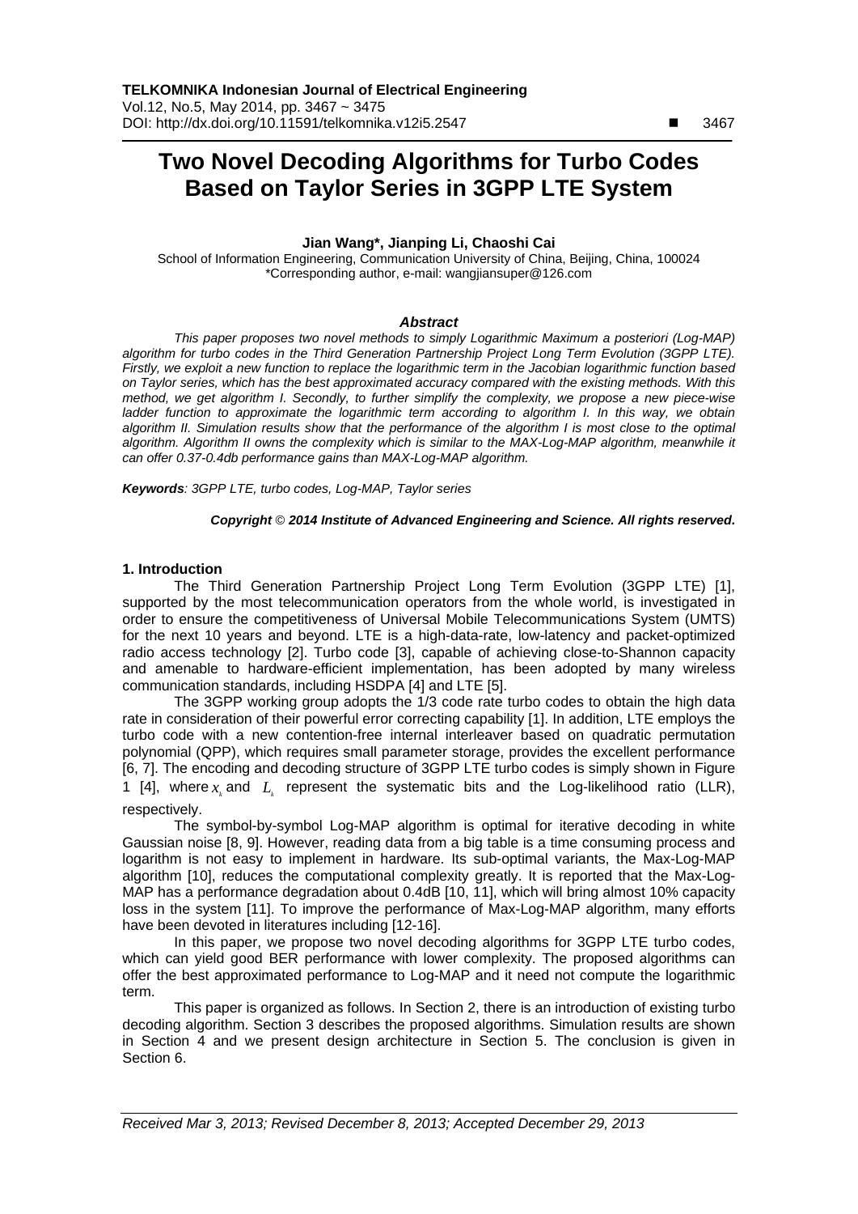# Two Novel Decoding Algorithms for Turbo Codes Based on Taylor Series in 3GPP LTE System

**Jian Wang\*, Jianping Li, Chaoshi Cai**

School of Information Engineering, Communication University of China, Beijing, China, 100024
\*Corresponding author, e-mail: wangjiansuper@126.com

### *Abstract*

*This paper proposes two novel methods to simply Logarithmic Maximum a posteriori (Log-MAP) algorithm for turbo codes in the Third Generation Partnership Project Long Term Evolution (3GPP LTE). Firstly, we exploit a new function to replace the logarithmic term in the Jacobian logarithmic function based on Taylor series, which has the best approximated accuracy compared with the existing methods. With this method, we get algorithm I. Secondly, to further simplify the complexity, we propose a new piece-wise ladder function to approximate the logarithmic term according to algorithm I. In this way, we obtain algorithm II. Simulation results show that the performance of the algorithm I is most close to the optimal algorithm. Algorithm II owns the complexity which is similar to the MAX-Log-MAP algorithm, meanwhile it can offer 0.37-0.4db performance gains than MAX-Log-MAP algorithm.*

***Keywords****: 3GPP LTE, turbo codes, Log-MAP, Taylor series*

***Copyright © 2014 Institute of Advanced Engineering and Science. All rights reserved.***

## 1. Introduction

The Third Generation Partnership Project Long Term Evolution (3GPP LTE) [1], supported by the most telecommunication operators from the whole world, is investigated in order to ensure the competitiveness of Universal Mobile Telecommunications System (UMTS) for the next 10 years and beyond. LTE is a high-data-rate, low-latency and packet-optimized radio access technology [2]. Turbo code [3], capable of achieving close-to-Shannon capacity and amenable to hardware-efficient implementation, has been adopted by many wireless communication standards, including HSDPA [4] and LTE [5].

The 3GPP working group adopts the 1/3 code rate turbo codes to obtain the high data rate in consideration of their powerful error correcting capability [1]. In addition, LTE employs the turbo code with a new contention-free internal interleaver based on quadratic permutation polynomial (QPP), which requires small parameter storage, provides the excellent performance [6, 7]. The encoding and decoding structure of 3GPP LTE turbo codes is simply shown in Figure 1 [4], where $x_k$ and $L_k$ represent the systematic bits and the Log-likelihood ratio (LLR), respectively.

The symbol-by-symbol Log-MAP algorithm is optimal for iterative decoding in white Gaussian noise [8, 9]. However, reading data from a big table is a time consuming process and logarithm is not easy to implement in hardware. Its sub-optimal variants, the Max-Log-MAP algorithm [10], reduces the computational complexity greatly. It is reported that the Max-Log-MAP has a performance degradation about 0.4dB [10, 11], which will bring almost 10% capacity loss in the system [11]. To improve the performance of Max-Log-MAP algorithm, many efforts have been devoted in literatures including [12-16].

In this paper, we propose two novel decoding algorithms for 3GPP LTE turbo codes, which can yield good BER performance with lower complexity. The proposed algorithms can offer the best approximated performance to Log-MAP and it need not compute the logarithmic term.

This paper is organized as follows. In Section 2, there is an introduction of existing turbo decoding algorithm. Section 3 describes the proposed algorithms. Simulation results are shown in Section 4 and we present design architecture in Section 5. The conclusion is given in Section 6.

*Received Mar 3, 2013; Revised December 8, 2013; Accepted December 29, 2013*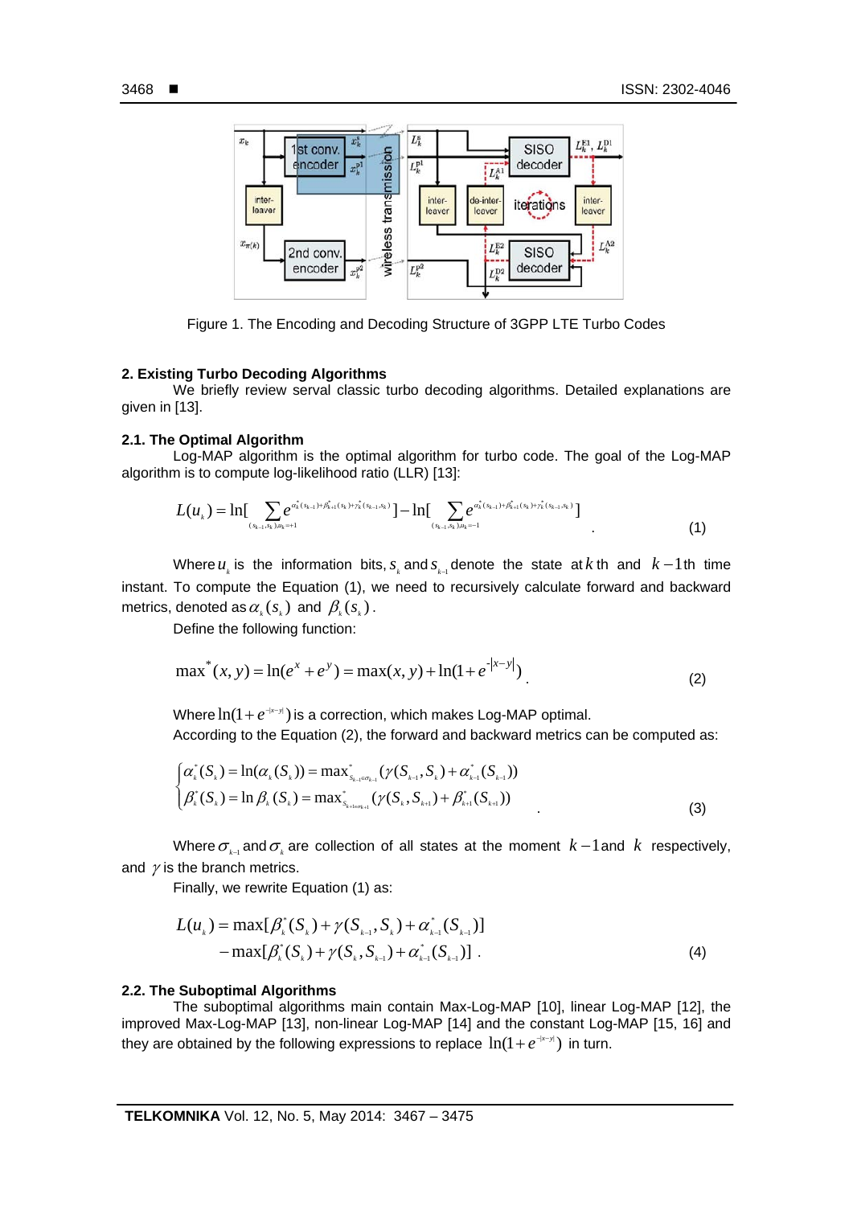Figure 1. The Encoding and Decoding Structure of 3GPP LTE Turbo Codes

## 2. Existing Turbo Decoding Algorithms

We briefly review serval classic turbo decoding algorithms. Detailed explanations are given in [13].

### 2.1. The Optimal Algorithm

Log-MAP algorithm is the optimal algorithm for turbo code. The goal of the Log-MAP algorithm is to compute log-likelihood ratio (LLR) [13]:

$$L(u_k) = \ln[\sum_{(s_{k-1},s_k),u_k=+1} e^{\alpha^*_k(s_{k-1})+\beta^*_{k+1}(s_k)+\gamma^*_k(s_{k-1},s_k)}] - \ln[\sum_{(s_{k-1},s_k),u_k=-1} e^{\alpha^*_k(s_{k-1})+\beta^*_{k+1}(s_k)+\gamma^*_k(s_{k-1},s_k)}] \quad (1)$$

Where $u_k$ is the information bits, $s_k$ and $s_{k-1}$ denote the state at $k$ th and $k-1$th time instant. To compute the Equation (1), we need to recursively calculate forward and backward metrics, denoted as $\alpha_k(s_k)$ and $\beta_k(s_k)$.

Define the following function:

$$\max{}^*(x, y) = \ln(e^x + e^y) = \max(x, y) + \ln(1 + e^{-|x-y|}) \quad (2)$$

Where $\ln(1+e^{-|x-y|})$ is a correction, which makes Log-MAP optimal.

According to the Equation (2), the forward and backward metrics can be computed as:

$$\begin{cases} \alpha^*_k(S_k) = \ln(\alpha_k(S_k)) = \max^*_{S_{k-1}\in\sigma_{k-1}}(\gamma(S_{k-1}, S_k) + \alpha^*_{k-1}(S_{k-1})) \\ \beta^*_k(S_k) = \ln\beta_k(S_k) = \max^*_{S_{k+1}\in\sigma_{k+1}}(\gamma(S_k, S_{k+1}) + \beta^*_{k+1}(S_{k+1})) \end{cases} \quad (3)$$

Where $\sigma_{k-1}$ and $\sigma_k$ are collection of all states at the moment $k-1$and $k$ respectively, and $\gamma$ is the branch metrics.

Finally, we rewrite Equation (1) as:

$$\begin{aligned} L(u_k) &= \max[\beta^*_k(S_k) + \gamma(S_{k-1}, S_k) + \alpha^*_{k-1}(S_{k-1})] \\ &\quad - \max[\beta^*_k(S_k) + \gamma(S_k, S_{k-1}) + \alpha^*_{k-1}(S_{k-1})] . \end{aligned} \quad (4)$$

### 2.2. The Suboptimal Algorithms

The suboptimal algorithms main contain Max-Log-MAP [10], linear Log-MAP [12], the improved Max-Log-MAP [13], non-linear Log-MAP [14] and the constant Log-MAP [15, 16] and they are obtained by the following expressions to replace $\ln(1+e^{-|x-y|})$ in turn.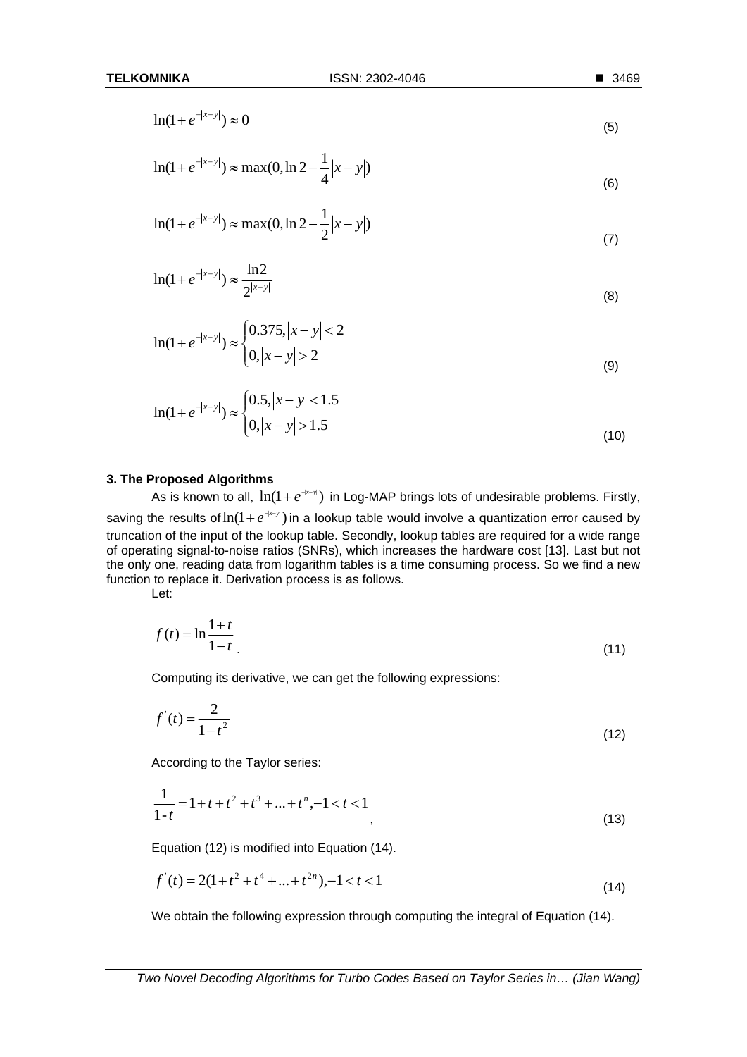$$\ln(1+e^{-|x-y|}) \approx 0 \tag{5}$$

$$\ln(1+e^{-|x-y|}) \approx \max(0, \ln 2 - \frac{1}{4}|x-y|) \tag{6}$$

$$\ln(1+e^{-|x-y|}) \approx \max(0, \ln 2 - \frac{1}{2}|x-y|) \tag{7}$$

$$\ln(1+e^{-|x-y|}) \approx \frac{\ln 2}{2^{|x-y|}} \tag{8}$$

$$\ln(1+e^{-|x-y|}) \approx \begin{cases} 0.375, |x-y| < 2 \\ 0, |x-y| > 2 \end{cases} \tag{9}$$

$$\ln(1+e^{-|x-y|}) \approx \begin{cases} 0.5, |x-y| < 1.5 \\ 0, |x-y| > 1.5 \end{cases} \tag{10}$$

### 3. The Proposed Algorithms

As is known to all, $\ln(1+e^{-|x-y|})$ in Log-MAP brings lots of undesirable problems. Firstly, saving the results of $\ln(1+e^{-|x-y|})$ in a lookup table would involve a quantization error caused by truncation of the input of the lookup table. Secondly, lookup tables are required for a wide range of operating signal-to-noise ratios (SNRs), which increases the hardware cost [13]. Last but not the only one, reading data from logarithm tables is a time consuming process. So we find a new function to replace it. Derivation process is as follows.

Let:

$$f(t) = \ln\frac{1+t}{1-t}. \tag{11}$$

Computing its derivative, we can get the following expressions:

$$f^{'}(t) = \frac{2}{1-t^2} \tag{12}$$

According to the Taylor series:

$$\frac{1}{1-t} = 1 + t + t^2 + t^3 + ... + t^n, -1 < t < 1, \tag{13}$$

Equation (12) is modified into Equation (14).

$$f^{'}(t) = 2(1 + t^2 + t^4 + ... + t^{2n}), -1 < t < 1 \tag{14}$$

We obtain the following expression through computing the integral of Equation (14).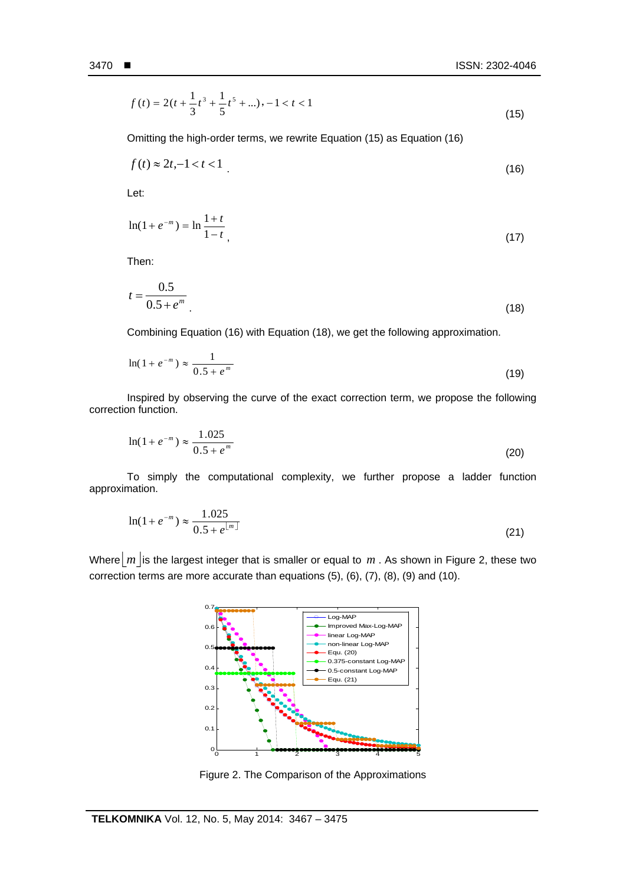$$f(t) = 2(t + \frac{1}{3}t^3 + \frac{1}{5}t^5 + ...), -1 < t < 1 \tag{15}$$

Omitting the high-order terms, we rewrite Equation (15) as Equation (16)

$$f(t) \approx 2t, -1 < t < 1 \tag{16}$$

Let:

$$\ln(1 + e^{-m}) = \ln \frac{1+t}{1-t}, \tag{17}$$

Then:

$$t = \frac{0.5}{0.5 + e^{m}} \tag{18}$$

Combining Equation (16) with Equation (18), we get the following approximation.

$$\ln(1 + e^{-m}) \approx \frac{1}{0.5 + e^{m}} \tag{19}$$

Inspired by observing the curve of the exact correction term, we propose the following correction function.

$$\ln(1 + e^{-m}) \approx \frac{1.025}{0.5 + e^{m}} \tag{20}$$

To simply the computational complexity, we further propose a ladder function approximation.

$$\ln(1 + e^{-m}) \approx \frac{1.025}{0.5 + e^{\lfloor m \rfloor}} \tag{21}$$

Where $\lfloor m \rfloor$ is the largest integer that is smaller or equal to $m$. As shown in Figure 2, these two correction terms are more accurate than equations (5), (6), (7), (8), (9) and (10).

Figure 2. The Comparison of the Approximations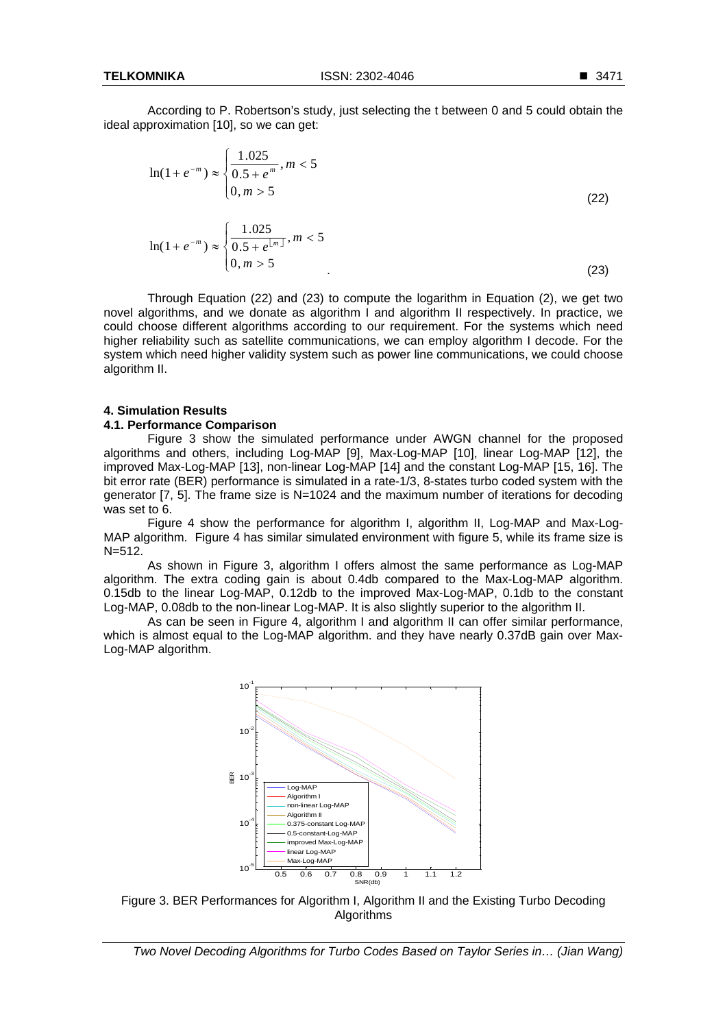According to P. Robertson's study, just selecting the t between 0 and 5 could obtain the ideal approximation [10], so we can get:

$$\ln(1+e^{-m}) \approx \begin{cases} \dfrac{1.025}{0.5+e^{m}}, m<5 \\ 0, m>5 \end{cases} \tag{22}$$

$$\ln(1+e^{-m}) \approx \begin{cases} \dfrac{1.025}{0.5+e^{\lfloor m \rfloor}}, m<5 \\ 0, m>5 \end{cases} \tag{23}$$

Through Equation (22) and (23) to compute the logarithm in Equation (2), we get two novel algorithms, and we donate as algorithm I and algorithm II respectively. In practice, we could choose different algorithms according to our requirement. For the systems which need higher reliability such as satellite communications, we can employ algorithm I decode. For the system which need higher validity system such as power line communications, we could choose algorithm II.

## 4. Simulation Results

### 4.1. Performance Comparison

Figure 3 show the simulated performance under AWGN channel for the proposed algorithms and others, including Log-MAP [9], Max-Log-MAP [10], linear Log-MAP [12], the improved Max-Log-MAP [13], non-linear Log-MAP [14] and the constant Log-MAP [15, 16]. The bit error rate (BER) performance is simulated in a rate-1/3, 8-states turbo coded system with the generator [7, 5]. The frame size is N=1024 and the maximum number of iterations for decoding was set to 6.

Figure 4 show the performance for algorithm I, algorithm II, Log-MAP and Max-Log-MAP algorithm. Figure 4 has similar simulated environment with figure 5, while its frame size is N=512.

As shown in Figure 3, algorithm I offers almost the same performance as Log-MAP algorithm. The extra coding gain is about 0.4db compared to the Max-Log-MAP algorithm. 0.15db to the linear Log-MAP, 0.12db to the improved Max-Log-MAP, 0.1db to the constant Log-MAP, 0.08db to the non-linear Log-MAP. It is also slightly superior to the algorithm II.

As can be seen in Figure 4, algorithm I and algorithm II can offer similar performance, which is almost equal to the Log-MAP algorithm. and they have nearly 0.37dB gain over Max-Log-MAP algorithm.

Figure 3. BER Performances for Algorithm I, Algorithm II and the Existing Turbo Decoding Algorithms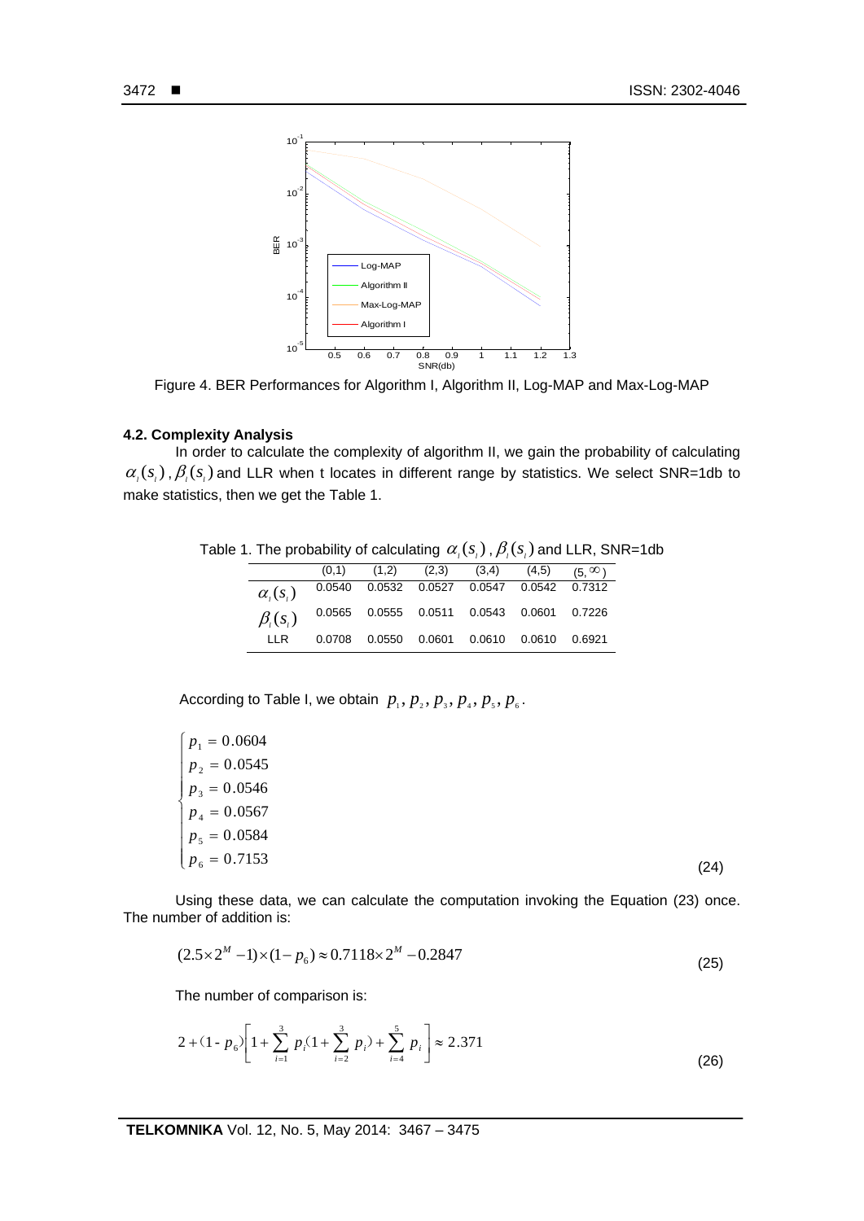Figure 4. BER Performances for Algorithm I, Algorithm II, Log-MAP and Max-Log-MAP

### 4.2. Complexity Analysis

In order to calculate the complexity of algorithm II, we gain the probability of calculating $\alpha_i(s_i)$, $\beta_i(s_i)$ and LLR when t locates in different range by statistics. We select SNR=1db to make statistics, then we get the Table 1.

Table 1. The probability of calculating $\alpha_i(s_i)$, $\beta_i(s_i)$ and LLR, SNR=1db

| | (0,1) | (1,2) | (2,3) | (3,4) | (4,5) | $(5,\infty)$ |
|---|---|---|---|---|---|---|
| $\alpha_i(s_i)$ | 0.0540 | 0.0532 | 0.0527 | 0.0547 | 0.0542 | 0.7312 |
| $\beta_i(s_i)$ | 0.0565 | 0.0555 | 0.0511 | 0.0543 | 0.0601 | 0.7226 |
| LLR | 0.0708 | 0.0550 | 0.0601 | 0.0610 | 0.0610 | 0.6921 |

According to Table I, we obtain $p_1, p_2, p_3, p_4, p_5, p_6$.

$$\begin{cases} p_1 = 0.0604 \\ p_2 = 0.0545 \\ p_3 = 0.0546 \\ p_4 = 0.0567 \\ p_5 = 0.0584 \\ p_6 = 0.7153 \end{cases} \tag{24}$$

Using these data, we can calculate the computation invoking the Equation (23) once. The number of addition is:

$$(2.5\times 2^M - 1)\times(1 - p_6) \approx 0.7118\times 2^M - 0.2847 \tag{25}$$

The number of comparison is:

$$2 + (1 - p_6)\left[1 + \sum_{i=1}^{3} p_i(1 + \sum_{i=2}^{3} p_i) + \sum_{i=4}^{5} p_i\right] \approx 2.371 \tag{26}$$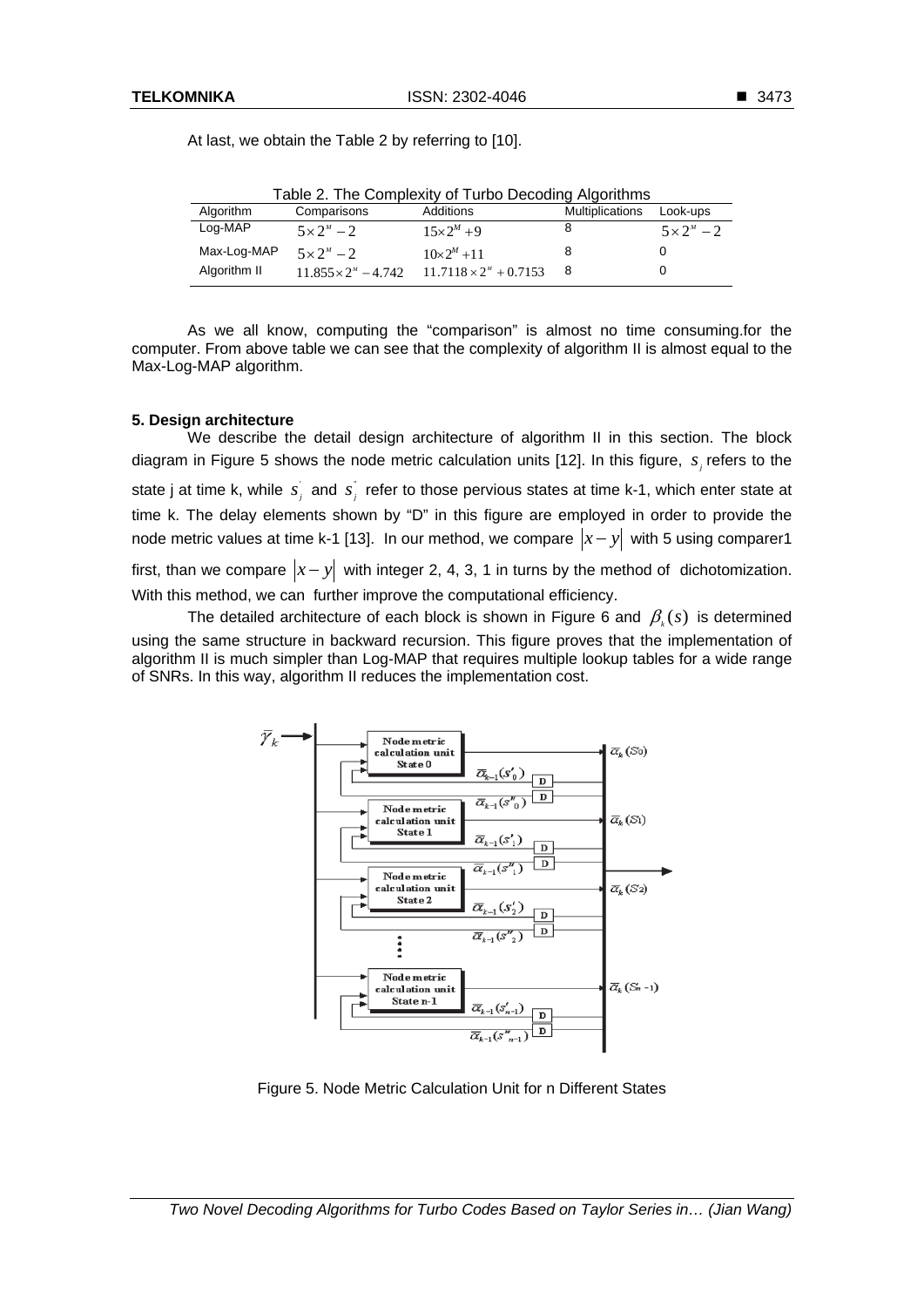At last, we obtain the Table 2 by referring to [10].

Table 2. The Complexity of Turbo Decoding Algorithms

| Algorithm | Comparisons | Additions | Multiplications | Look-ups |
|---|---|---|---|---|
| Log-MAP | $5\times 2^{M}-2$ | $15\times 2^{M}+9$ | 8 | $5\times 2^{M}-2$ |
| Max-Log-MAP | $5\times 2^{M}-2$ | $10\times 2^{M}+11$ | 8 | 0 |
| Algorithm II | $11.855\times 2^{M}-4.742$ | $11.7118\times 2^{M}+0.7153$ | 8 | 0 |

As we all know, computing the "comparison" is almost no time consuming.for the computer. From above table we can see that the complexity of algorithm II is almost equal to the Max-Log-MAP algorithm.

## 5. Design architecture

We describe the detail design architecture of algorithm II in this section. The block diagram in Figure 5 shows the node metric calculation units [12]. In this figure, $s_j$ refers to the state j at time k, while $s_j^{'}$ and $s_j^{''}$ refer to those pervious states at time k-1, which enter state at time k. The delay elements shown by "D" in this figure are employed in order to provide the node metric values at time k-1 [13]. In our method, we compare $|x-y|$ with 5 using comparer1 first, than we compare $|x-y|$ with integer 2, 4, 3, 1 in turns by the method of dichotomization. With this method, we can further improve the computational efficiency.

The detailed architecture of each block is shown in Figure 6 and $\beta_k(s)$ is determined using the same structure in backward recursion. This figure proves that the implementation of algorithm II is much simpler than Log-MAP that requires multiple lookup tables for a wide range of SNRs. In this way, algorithm II reduces the implementation cost.

Figure 5. Node Metric Calculation Unit for n Different States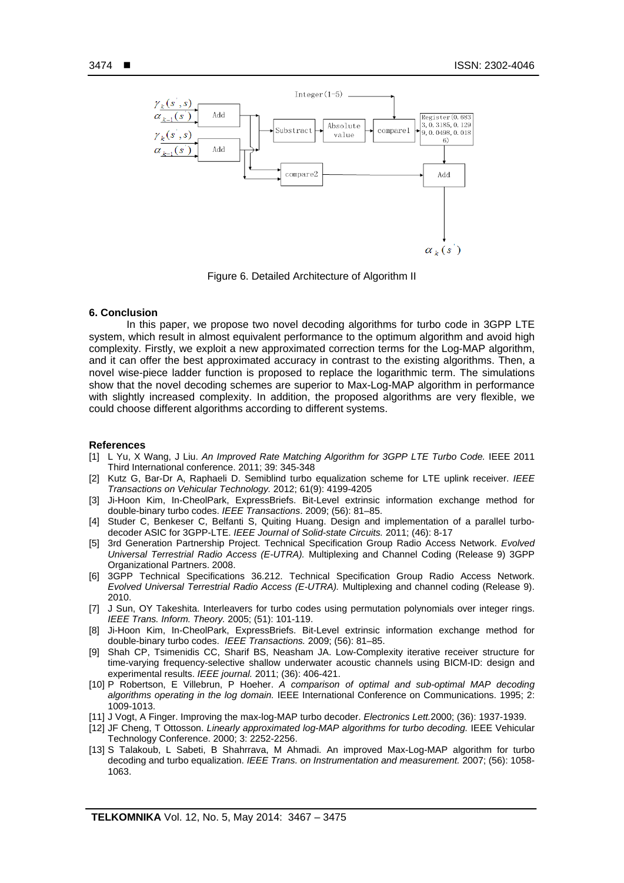Figure 6. Detailed Architecture of Algorithm II

## 6. Conclusion

In this paper, we propose two novel decoding algorithms for turbo code in 3GPP LTE system, which result in almost equivalent performance to the optimum algorithm and avoid high complexity. Firstly, we exploit a new approximated correction terms for the Log-MAP algorithm, and it can offer the best approximated accuracy in contrast to the existing algorithms. Then, a novel wise-piece ladder function is proposed to replace the logarithmic term. The simulations show that the novel decoding schemes are superior to Max-Log-MAP algorithm in performance with slightly increased complexity. In addition, the proposed algorithms are very flexible, we could choose different algorithms according to different systems.

## References

[1] L Yu, X Wang, J Liu. *An Improved Rate Matching Algorithm for 3GPP LTE Turbo Code.* IEEE 2011 Third International conference. 2011; 39: 345-348

[2] Kutz G, Bar-Dr A, Raphaeli D. Semiblind turbo equalization scheme for LTE uplink receiver. *IEEE Transactions on Vehicular Technology.* 2012; 61(9): 4199-4205

[3] Ji-Hoon Kim, In-CheolPark, ExpressBriefs. Bit-Level extrinsic information exchange method for double-binary turbo codes. *IEEE Transactions*. 2009; (56): 81–85.

[4] Studer C, Benkeser C, Belfanti S, Quiting Huang. Design and implementation of a parallel turbo-decoder ASIC for 3GPP-LTE. *IEEE Journal of Solid-state Circuits.* 2011; (46): 8-17

[5] 3rd Generation Partnership Project. Technical Specification Group Radio Access Network. *Evolved Universal Terrestrial Radio Access (E-UTRA).* Multiplexing and Channel Coding (Release 9) 3GPP Organizational Partners. 2008.

[6] 3GPP Technical Specifications 36.212. Technical Specification Group Radio Access Network. *Evolved Universal Terrestrial Radio Access (E-UTRA).* Multiplexing and channel coding (Release 9). 2010.

[7] J Sun, OY Takeshita. Interleavers for turbo codes using permutation polynomials over integer rings. *IEEE Trans. Inform. Theory.* 2005; (51): 101-119.

[8] Ji-Hoon Kim, In-CheolPark, ExpressBriefs. Bit-Level extrinsic information exchange method for double-binary turbo codes. *IEEE Transactions.* 2009; (56): 81–85.

[9] Shah CP, Tsimenidis CC, Sharif BS, Neasham JA. Low-Complexity iterative receiver structure for time-varying frequency-selective shallow underwater acoustic channels using BICM-ID: design and experimental results. *IEEE journal.* 2011; (36): 406-421.

[10] P Robertson, E Villebrun, P Hoeher. *A comparison of optimal and sub-optimal MAP decoding algorithms operating in the log domain.* IEEE International Conference on Communications. 1995; 2: 1009-1013.

[11] J Vogt, A Finger. Improving the max-log-MAP turbo decoder. *Electronics Lett.*2000; (36): 1937-1939.

[12] JF Cheng, T Ottosson. *Linearly approximated log-MAP algorithms for turbo decoding.* IEEE Vehicular Technology Conference. 2000; 3: 2252-2256.

[13] S Talakoub, L Sabeti, B Shahrrava, M Ahmadi. An improved Max-Log-MAP algorithm for turbo decoding and turbo equalization. *IEEE Trans. on Instrumentation and measurement.* 2007; (56): 1058-1063.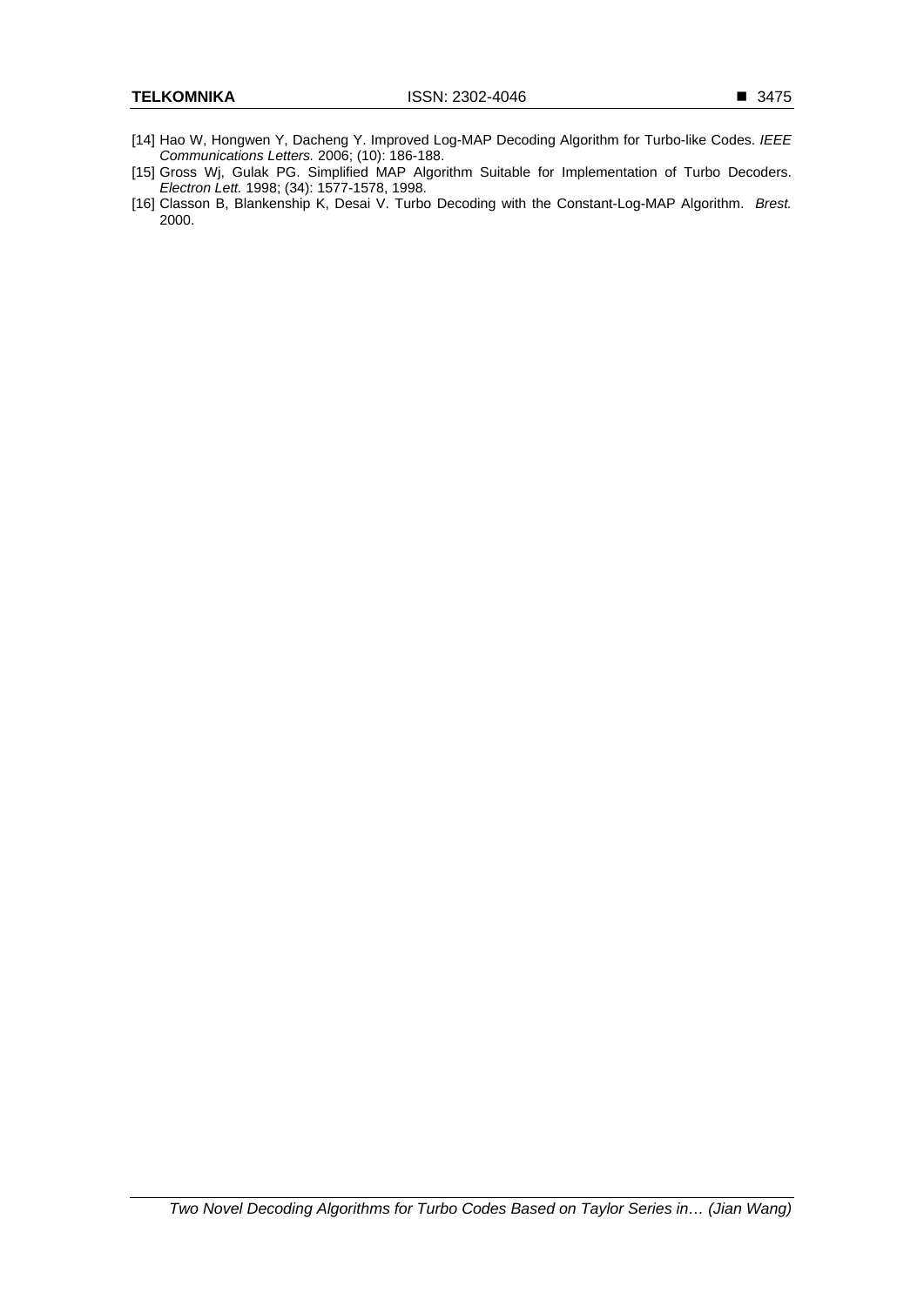[14] Hao W, Hongwen Y, Dacheng Y. Improved Log-MAP Decoding Algorithm for Turbo-like Codes. *IEEE Communications Letters.* 2006; (10): 186-188.

[15] Gross Wj, Gulak PG. Simplified MAP Algorithm Suitable for Implementation of Turbo Decoders. *Electron Lett.* 1998; (34): 1577-1578, 1998.

[16] Classon B, Blankenship K, Desai V. Turbo Decoding with the Constant-Log-MAP Algorithm. *Brest.* 2000.